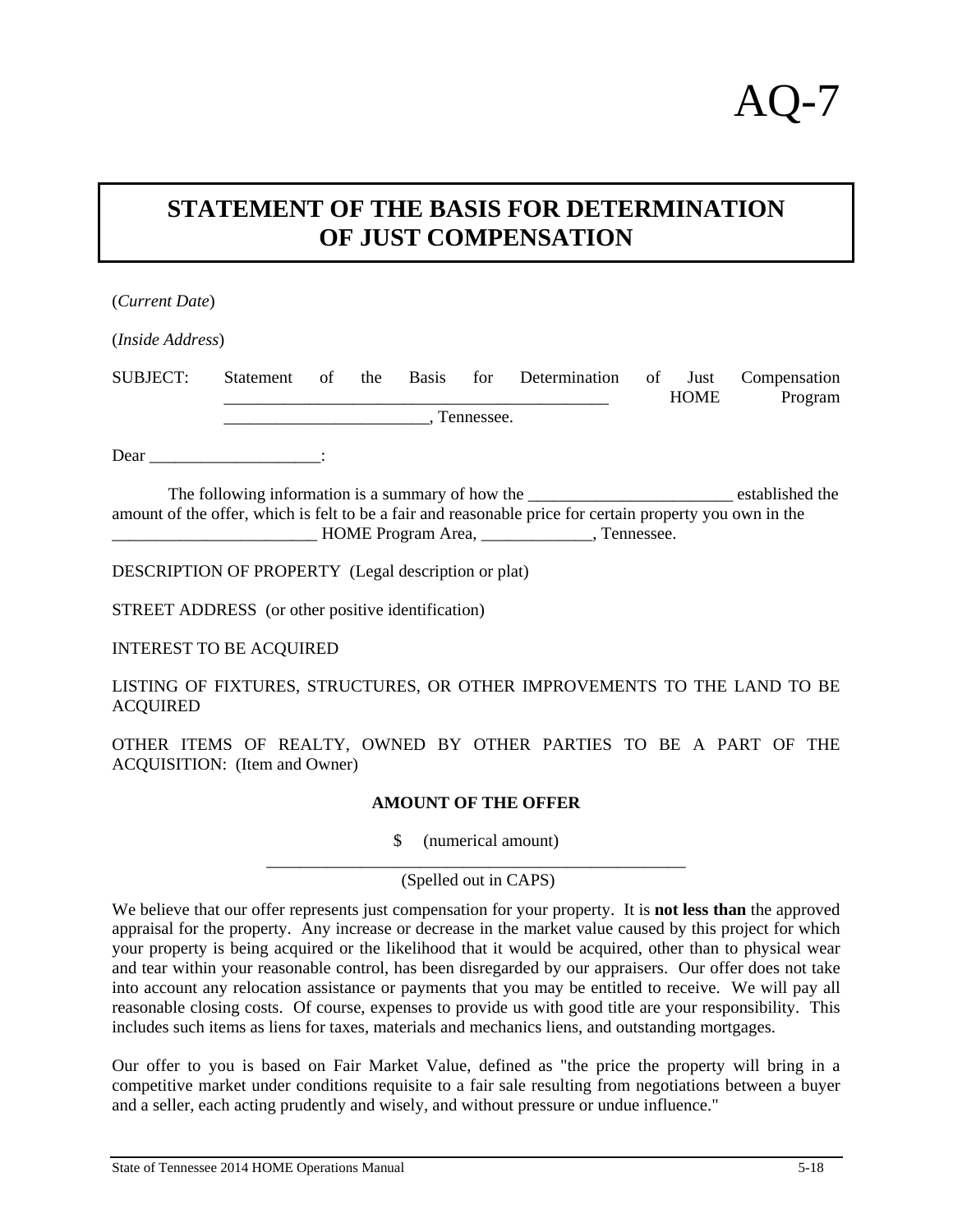AQ-7

# STATEMENT OF THE BASIS FOR DETERMINATION OF JUST COMPENSATION

(*Current Date*)

(*Inside Address*)

SUBJECT: Statement of the Basis for Determination of Just Compensation _____________________________________________ HOME Program _______________________, Tennessee.

Dear ___________________:

The following information is a summary of how the ________________________ established the amount of the offer, which is felt to be a fair and reasonable price for certain property you own in the ________________________ HOME Program Area, _____________, Tennessee.

DESCRIPTION OF PROPERTY (Legal description or plat)

STREET ADDRESS (or other positive identification)

INTEREST TO BE ACQUIRED

LISTING OF FIXTURES, STRUCTURES, OR OTHER IMPROVEMENTS TO THE LAND TO BE ACQUIRED

OTHER ITEMS OF REALTY, OWNED BY OTHER PARTIES TO BE A PART OF THE ACQUISITION: (Item and Owner)

**AMOUNT OF THE OFFER**

$ (numerical amount)

_________________________________________________

(Spelled out in CAPS)

We believe that our offer represents just compensation for your property. It is **not less than** the approved appraisal for the property. Any increase or decrease in the market value caused by this project for which your property is being acquired or the likelihood that it would be acquired, other than to physical wear and tear within your reasonable control, has been disregarded by our appraisers. Our offer does not take into account any relocation assistance or payments that you may be entitled to receive. We will pay all reasonable closing costs. Of course, expenses to provide us with good title are your responsibility. This includes such items as liens for taxes, materials and mechanics liens, and outstanding mortgages.

Our offer to you is based on Fair Market Value, defined as "the price the property will bring in a competitive market under conditions requisite to a fair sale resulting from negotiations between a buyer and a seller, each acting prudently and wisely, and without pressure or undue influence."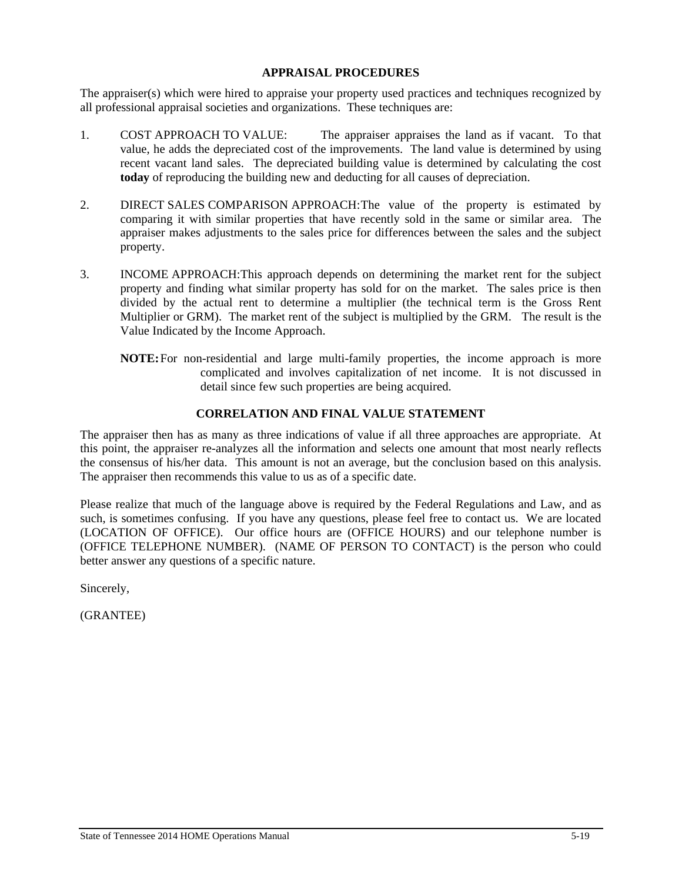## APPRAISAL PROCEDURES

The appraiser(s) which were hired to appraise your property used practices and techniques recognized by all professional appraisal societies and organizations. These techniques are:

1. COST APPROACH TO VALUE: The appraiser appraises the land as if vacant. To that value, he adds the depreciated cost of the improvements. The land value is determined by using recent vacant land sales. The depreciated building value is determined by calculating the cost **today** of reproducing the building new and deducting for all causes of depreciation.

2. DIRECT SALES COMPARISON APPROACH:The value of the property is estimated by comparing it with similar properties that have recently sold in the same or similar area. The appraiser makes adjustments to the sales price for differences between the sales and the subject property.

3. INCOME APPROACH:This approach depends on determining the market rent for the subject property and finding what similar property has sold for on the market. The sales price is then divided by the actual rent to determine a multiplier (the technical term is the Gross Rent Multiplier or GRM). The market rent of the subject is multiplied by the GRM. The result is the Value Indicated by the Income Approach.

   **NOTE:** For non-residential and large multi-family properties, the income approach is more complicated and involves capitalization of net income. It is not discussed in detail since few such properties are being acquired.

## CORRELATION AND FINAL VALUE STATEMENT

The appraiser then has as many as three indications of value if all three approaches are appropriate. At this point, the appraiser re-analyzes all the information and selects one amount that most nearly reflects the consensus of his/her data. This amount is not an average, but the conclusion based on this analysis. The appraiser then recommends this value to us as of a specific date.

Please realize that much of the language above is required by the Federal Regulations and Law, and as such, is sometimes confusing. If you have any questions, please feel free to contact us. We are located (LOCATION OF OFFICE). Our office hours are (OFFICE HOURS) and our telephone number is (OFFICE TELEPHONE NUMBER). (NAME OF PERSON TO CONTACT) is the person who could better answer any questions of a specific nature.

Sincerely,

(GRANTEE)